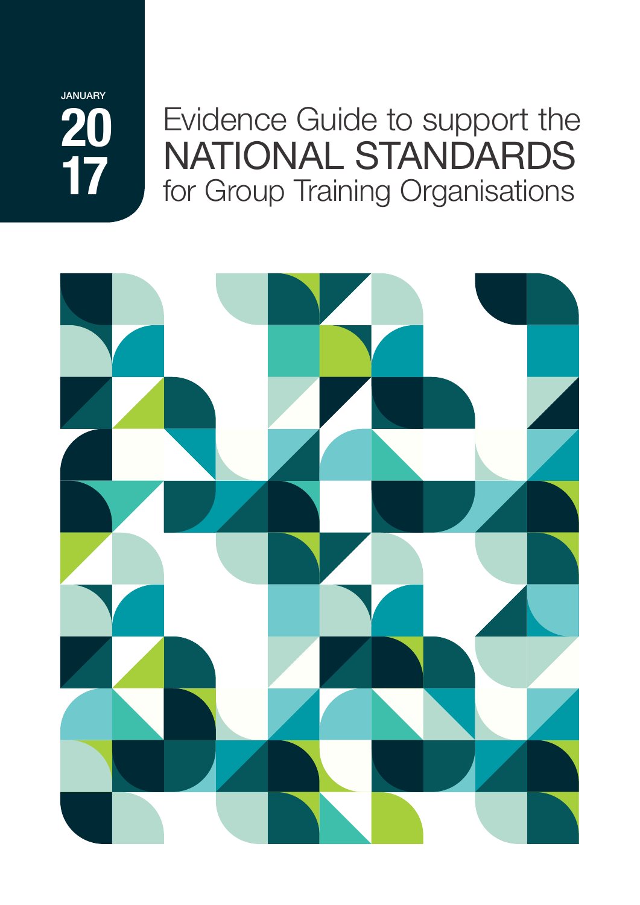JANUARY

2017

# Evidence Guide to support the NATIONAL STANDARDS for Group Training Organisations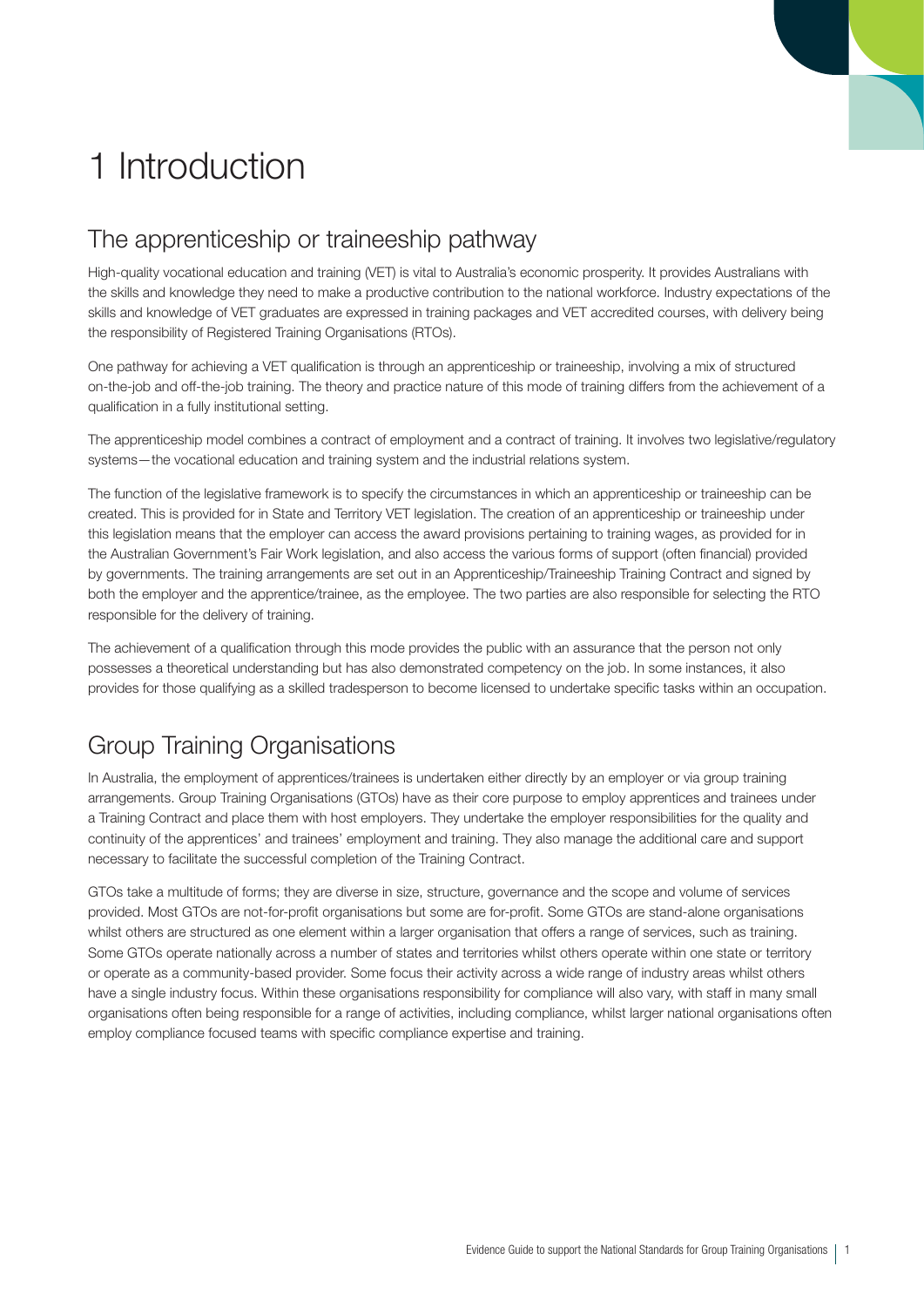# 1 Introduction

## The apprenticeship or traineeship pathway

High-quality vocational education and training (VET) is vital to Australia's economic prosperity. It provides Australians with the skills and knowledge they need to make a productive contribution to the national workforce. Industry expectations of the skills and knowledge of VET graduates are expressed in training packages and VET accredited courses, with delivery being the responsibility of Registered Training Organisations (RTOs).

One pathway for achieving a VET qualification is through an apprenticeship or traineeship, involving a mix of structured on-the-job and off-the-job training. The theory and practice nature of this mode of training differs from the achievement of a qualification in a fully institutional setting.

The apprenticeship model combines a contract of employment and a contract of training. It involves two legislative/regulatory systems—the vocational education and training system and the industrial relations system.

The function of the legislative framework is to specify the circumstances in which an apprenticeship or traineeship can be created. This is provided for in State and Territory VET legislation. The creation of an apprenticeship or traineeship under this legislation means that the employer can access the award provisions pertaining to training wages, as provided for in the Australian Government's Fair Work legislation, and also access the various forms of support (often financial) provided by governments. The training arrangements are set out in an Apprenticeship/Traineeship Training Contract and signed by both the employer and the apprentice/trainee, as the employee. The two parties are also responsible for selecting the RTO responsible for the delivery of training.

The achievement of a qualification through this mode provides the public with an assurance that the person not only possesses a theoretical understanding but has also demonstrated competency on the job. In some instances, it also provides for those qualifying as a skilled tradesperson to become licensed to undertake specific tasks within an occupation.

## Group Training Organisations

In Australia, the employment of apprentices/trainees is undertaken either directly by an employer or via group training arrangements. Group Training Organisations (GTOs) have as their core purpose to employ apprentices and trainees under a Training Contract and place them with host employers. They undertake the employer responsibilities for the quality and continuity of the apprentices' and trainees' employment and training. They also manage the additional care and support necessary to facilitate the successful completion of the Training Contract.

GTOs take a multitude of forms; they are diverse in size, structure, governance and the scope and volume of services provided. Most GTOs are not-for-profit organisations but some are for-profit. Some GTOs are stand-alone organisations whilst others are structured as one element within a larger organisation that offers a range of services, such as training. Some GTOs operate nationally across a number of states and territories whilst others operate within one state or territory or operate as a community-based provider. Some focus their activity across a wide range of industry areas whilst others have a single industry focus. Within these organisations responsibility for compliance will also vary, with staff in many small organisations often being responsible for a range of activities, including compliance, whilst larger national organisations often employ compliance focused teams with specific compliance expertise and training.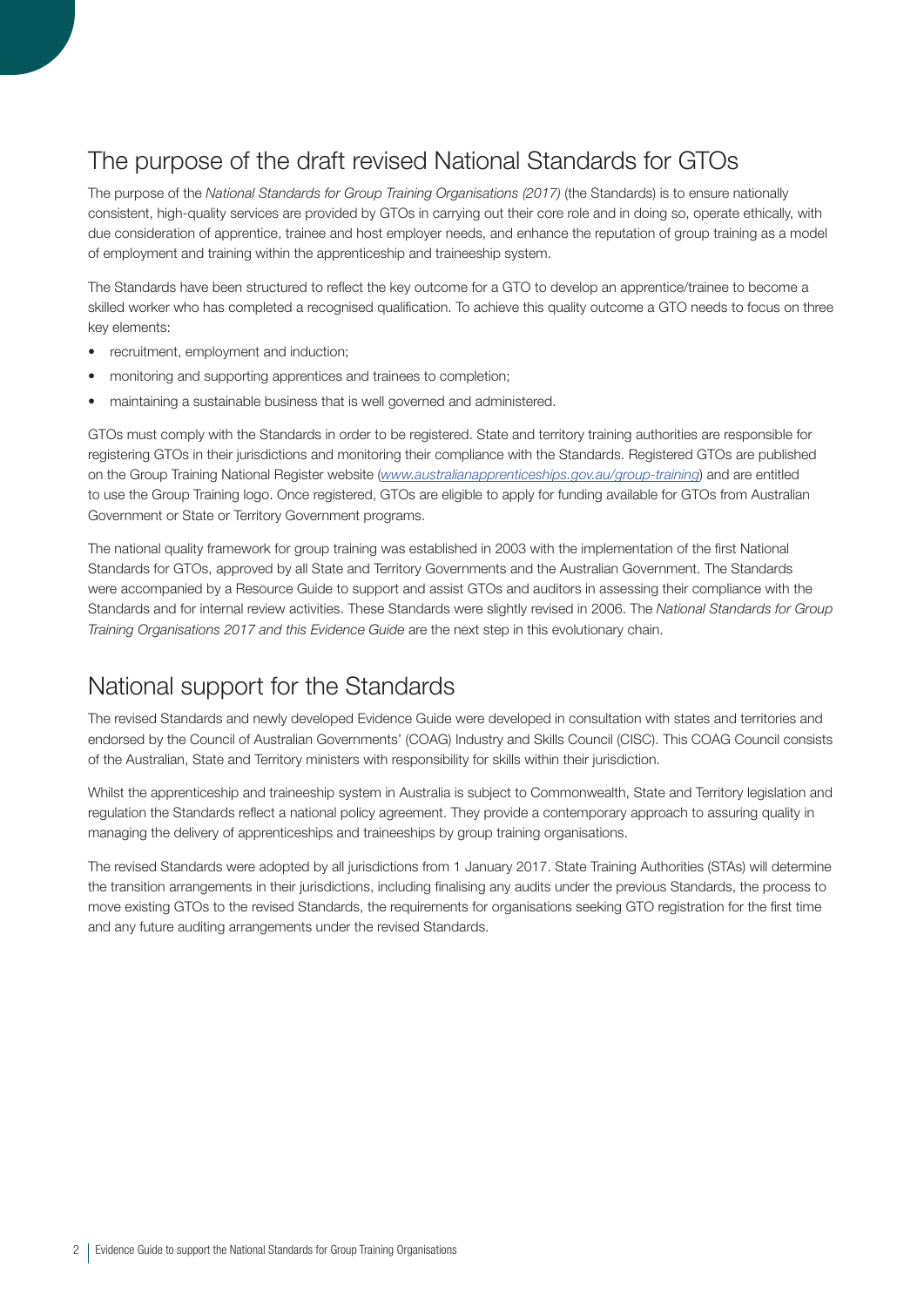## The purpose of the draft revised National Standards for GTOs

The purpose of the *National Standards for Group Training Organisations (2017)* (the Standards) is to ensure nationally consistent, high-quality services are provided by GTOs in carrying out their core role and in doing so, operate ethically, with due consideration of apprentice, trainee and host employer needs, and enhance the reputation of group training as a model of employment and training within the apprenticeship and traineeship system.

The Standards have been structured to reflect the key outcome for a GTO to develop an apprentice/trainee to become a skilled worker who has completed a recognised qualification. To achieve this quality outcome a GTO needs to focus on three key elements:

- recruitment, employment and induction;
- monitoring and supporting apprentices and trainees to completion;
- maintaining a sustainable business that is well governed and administered.

GTOs must comply with the Standards in order to be registered. State and territory training authorities are responsible for registering GTOs in their jurisdictions and monitoring their compliance with the Standards. Registered GTOs are published on the Group Training National Register website (*www.australianapprenticeships.gov.au/group-training*) and are entitled to use the Group Training logo. Once registered, GTOs are eligible to apply for funding available for GTOs from Australian Government or State or Territory Government programs.

The national quality framework for group training was established in 2003 with the implementation of the first National Standards for GTOs, approved by all State and Territory Governments and the Australian Government. The Standards were accompanied by a Resource Guide to support and assist GTOs and auditors in assessing their compliance with the Standards and for internal review activities. These Standards were slightly revised in 2006. The *National Standards for Group Training Organisations 2017 and this Evidence Guide* are the next step in this evolutionary chain.

## National support for the Standards

The revised Standards and newly developed Evidence Guide were developed in consultation with states and territories and endorsed by the Council of Australian Governments' (COAG) Industry and Skills Council (CISC). This COAG Council consists of the Australian, State and Territory ministers with responsibility for skills within their jurisdiction.

Whilst the apprenticeship and traineeship system in Australia is subject to Commonwealth, State and Territory legislation and regulation the Standards reflect a national policy agreement. They provide a contemporary approach to assuring quality in managing the delivery of apprenticeships and traineeships by group training organisations.

The revised Standards were adopted by all jurisdictions from 1 January 2017. State Training Authorities (STAs) will determine the transition arrangements in their jurisdictions, including finalising any audits under the previous Standards, the process to move existing GTOs to the revised Standards, the requirements for organisations seeking GTO registration for the first time and any future auditing arrangements under the revised Standards.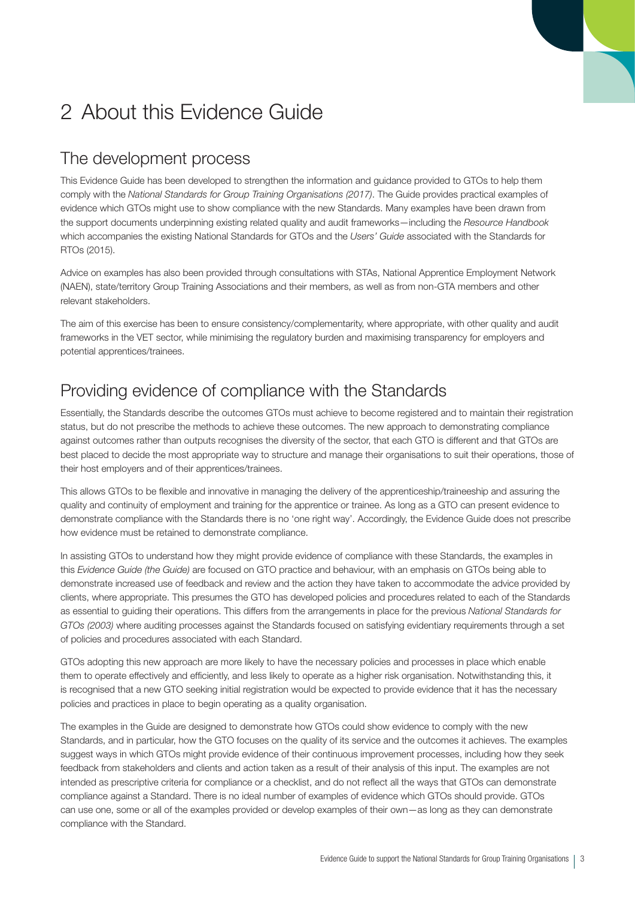# 2 About this Evidence Guide

## The development process

This Evidence Guide has been developed to strengthen the information and guidance provided to GTOs to help them comply with the *National Standards for Group Training Organisations (2017)*. The Guide provides practical examples of evidence which GTOs might use to show compliance with the new Standards. Many examples have been drawn from the support documents underpinning existing related quality and audit frameworks—including the *Resource Handbook* which accompanies the existing National Standards for GTOs and the *Users' Guide* associated with the Standards for RTOs (2015).

Advice on examples has also been provided through consultations with STAs, National Apprentice Employment Network (NAEN), state/territory Group Training Associations and their members, as well as from non-GTA members and other relevant stakeholders.

The aim of this exercise has been to ensure consistency/complementarity, where appropriate, with other quality and audit frameworks in the VET sector, while minimising the regulatory burden and maximising transparency for employers and potential apprentices/trainees.

## Providing evidence of compliance with the Standards

Essentially, the Standards describe the outcomes GTOs must achieve to become registered and to maintain their registration status, but do not prescribe the methods to achieve these outcomes. The new approach to demonstrating compliance against outcomes rather than outputs recognises the diversity of the sector, that each GTO is different and that GTOs are best placed to decide the most appropriate way to structure and manage their organisations to suit their operations, those of their host employers and of their apprentices/trainees.

This allows GTOs to be flexible and innovative in managing the delivery of the apprenticeship/traineeship and assuring the quality and continuity of employment and training for the apprentice or trainee. As long as a GTO can present evidence to demonstrate compliance with the Standards there is no 'one right way'. Accordingly, the Evidence Guide does not prescribe how evidence must be retained to demonstrate compliance.

In assisting GTOs to understand how they might provide evidence of compliance with these Standards, the examples in this *Evidence Guide (the Guide)* are focused on GTO practice and behaviour, with an emphasis on GTOs being able to demonstrate increased use of feedback and review and the action they have taken to accommodate the advice provided by clients, where appropriate. This presumes the GTO has developed policies and procedures related to each of the Standards as essential to guiding their operations. This differs from the arrangements in place for the previous *National Standards for GTOs (2003)* where auditing processes against the Standards focused on satisfying evidentiary requirements through a set of policies and procedures associated with each Standard.

GTOs adopting this new approach are more likely to have the necessary policies and processes in place which enable them to operate effectively and efficiently, and less likely to operate as a higher risk organisation. Notwithstanding this, it is recognised that a new GTO seeking initial registration would be expected to provide evidence that it has the necessary policies and practices in place to begin operating as a quality organisation.

The examples in the Guide are designed to demonstrate how GTOs could show evidence to comply with the new Standards, and in particular, how the GTO focuses on the quality of its service and the outcomes it achieves. The examples suggest ways in which GTOs might provide evidence of their continuous improvement processes, including how they seek feedback from stakeholders and clients and action taken as a result of their analysis of this input. The examples are not intended as prescriptive criteria for compliance or a checklist, and do not reflect all the ways that GTOs can demonstrate compliance against a Standard. There is no ideal number of examples of evidence which GTOs should provide. GTOs can use one, some or all of the examples provided or develop examples of their own—as long as they can demonstrate compliance with the Standard.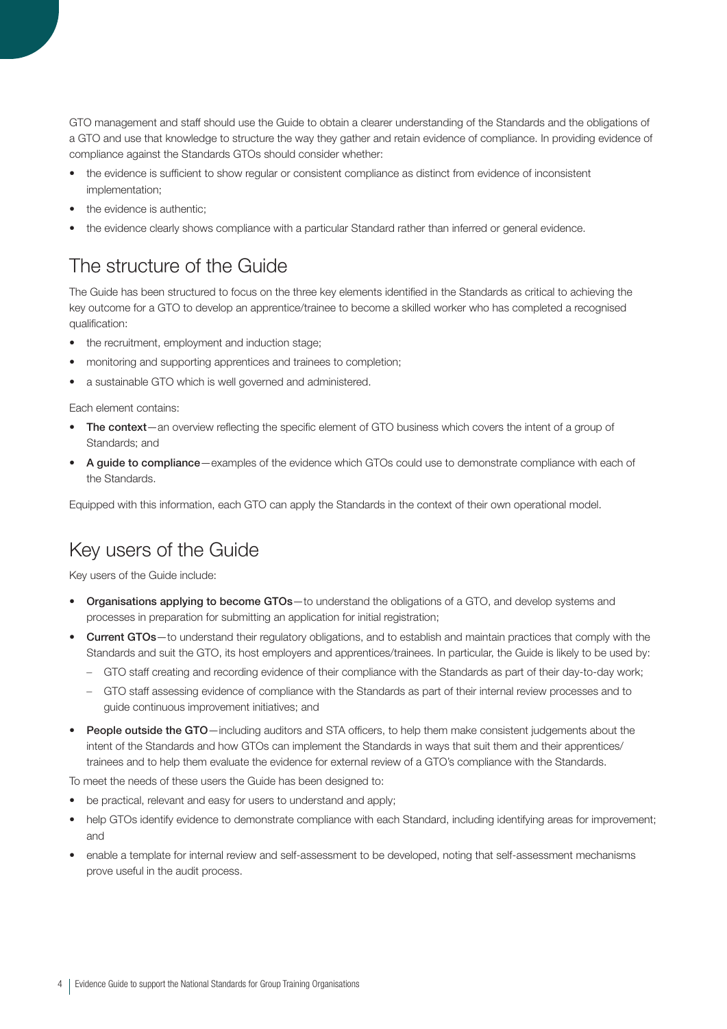GTO management and staff should use the Guide to obtain a clearer understanding of the Standards and the obligations of a GTO and use that knowledge to structure the way they gather and retain evidence of compliance. In providing evidence of compliance against the Standards GTOs should consider whether:

- the evidence is sufficient to show regular or consistent compliance as distinct from evidence of inconsistent implementation;
- the evidence is authentic;
- the evidence clearly shows compliance with a particular Standard rather than inferred or general evidence.

## The structure of the Guide

The Guide has been structured to focus on the three key elements identified in the Standards as critical to achieving the key outcome for a GTO to develop an apprentice/trainee to become a skilled worker who has completed a recognised qualification:

- the recruitment, employment and induction stage;
- monitoring and supporting apprentices and trainees to completion;
- a sustainable GTO which is well governed and administered.

Each element contains:

- **The context**—an overview reflecting the specific element of GTO business which covers the intent of a group of Standards; and
- **A guide to compliance**—examples of the evidence which GTOs could use to demonstrate compliance with each of the Standards.

Equipped with this information, each GTO can apply the Standards in the context of their own operational model.

## Key users of the Guide

Key users of the Guide include:

- **Organisations applying to become GTOs**—to understand the obligations of a GTO, and develop systems and processes in preparation for submitting an application for initial registration;
- **Current GTOs**—to understand their regulatory obligations, and to establish and maintain practices that comply with the Standards and suit the GTO, its host employers and apprentices/trainees. In particular, the Guide is likely to be used by:
  - GTO staff creating and recording evidence of their compliance with the Standards as part of their day-to-day work;
  - GTO staff assessing evidence of compliance with the Standards as part of their internal review processes and to guide continuous improvement initiatives; and
- **People outside the GTO**—including auditors and STA officers, to help them make consistent judgements about the intent of the Standards and how GTOs can implement the Standards in ways that suit them and their apprentices/trainees and to help them evaluate the evidence for external review of a GTO's compliance with the Standards.

To meet the needs of these users the Guide has been designed to:

- be practical, relevant and easy for users to understand and apply;
- help GTOs identify evidence to demonstrate compliance with each Standard, including identifying areas for improvement; and
- enable a template for internal review and self-assessment to be developed, noting that self-assessment mechanisms prove useful in the audit process.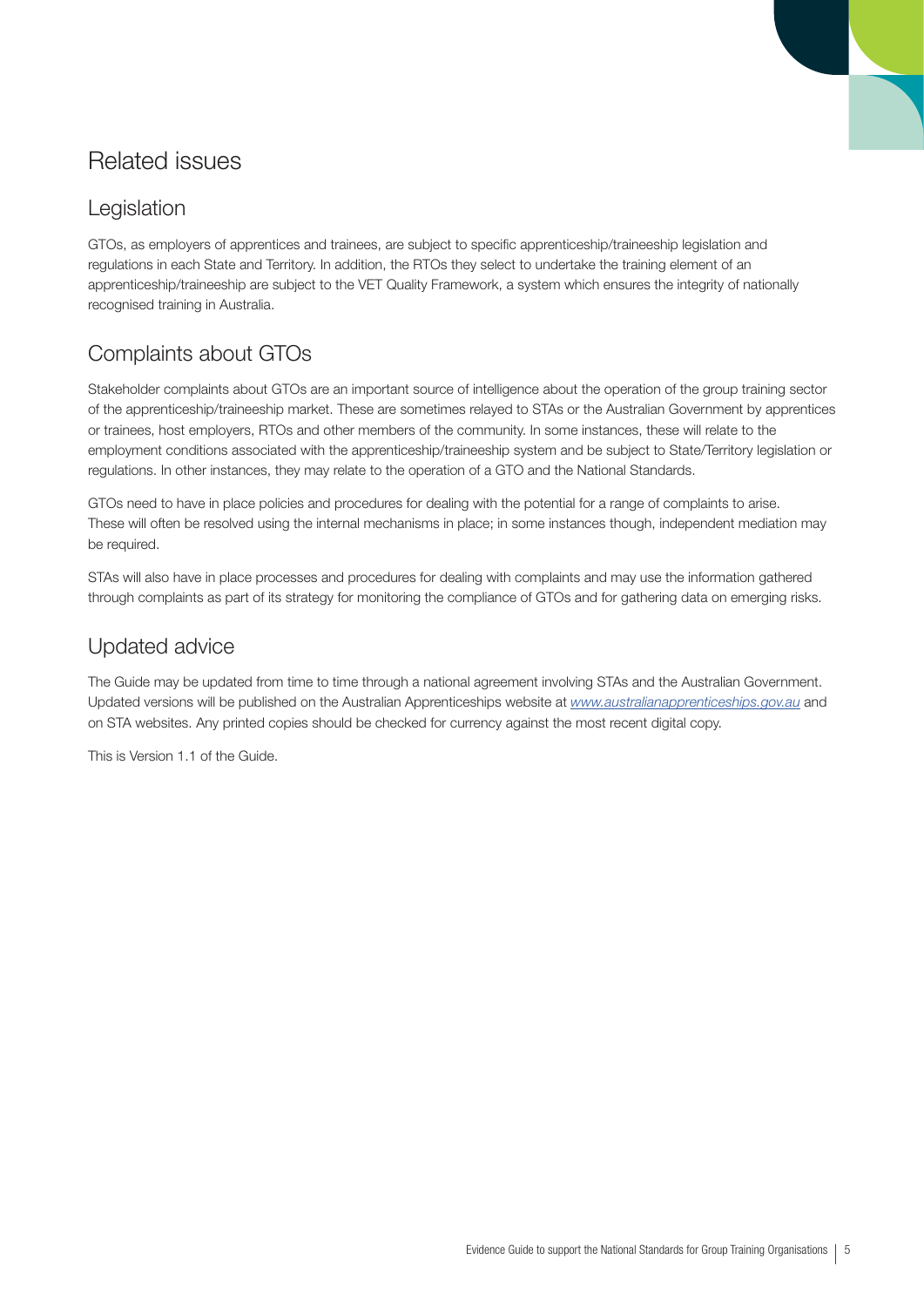# Related issues

## Legislation

GTOs, as employers of apprentices and trainees, are subject to specific apprenticeship/traineeship legislation and regulations in each State and Territory. In addition, the RTOs they select to undertake the training element of an apprenticeship/traineeship are subject to the VET Quality Framework, a system which ensures the integrity of nationally recognised training in Australia.

## Complaints about GTOs

Stakeholder complaints about GTOs are an important source of intelligence about the operation of the group training sector of the apprenticeship/traineeship market. These are sometimes relayed to STAs or the Australian Government by apprentices or trainees, host employers, RTOs and other members of the community. In some instances, these will relate to the employment conditions associated with the apprenticeship/traineeship system and be subject to State/Territory legislation or regulations. In other instances, they may relate to the operation of a GTO and the National Standards.

GTOs need to have in place policies and procedures for dealing with the potential for a range of complaints to arise. These will often be resolved using the internal mechanisms in place; in some instances though, independent mediation may be required.

STAs will also have in place processes and procedures for dealing with complaints and may use the information gathered through complaints as part of its strategy for monitoring the compliance of GTOs and for gathering data on emerging risks.

## Updated advice

The Guide may be updated from time to time through a national agreement involving STAs and the Australian Government. Updated versions will be published on the Australian Apprenticeships website at *www.australianapprenticeships.gov.au* and on STA websites. Any printed copies should be checked for currency against the most recent digital copy.

This is Version 1.1 of the Guide.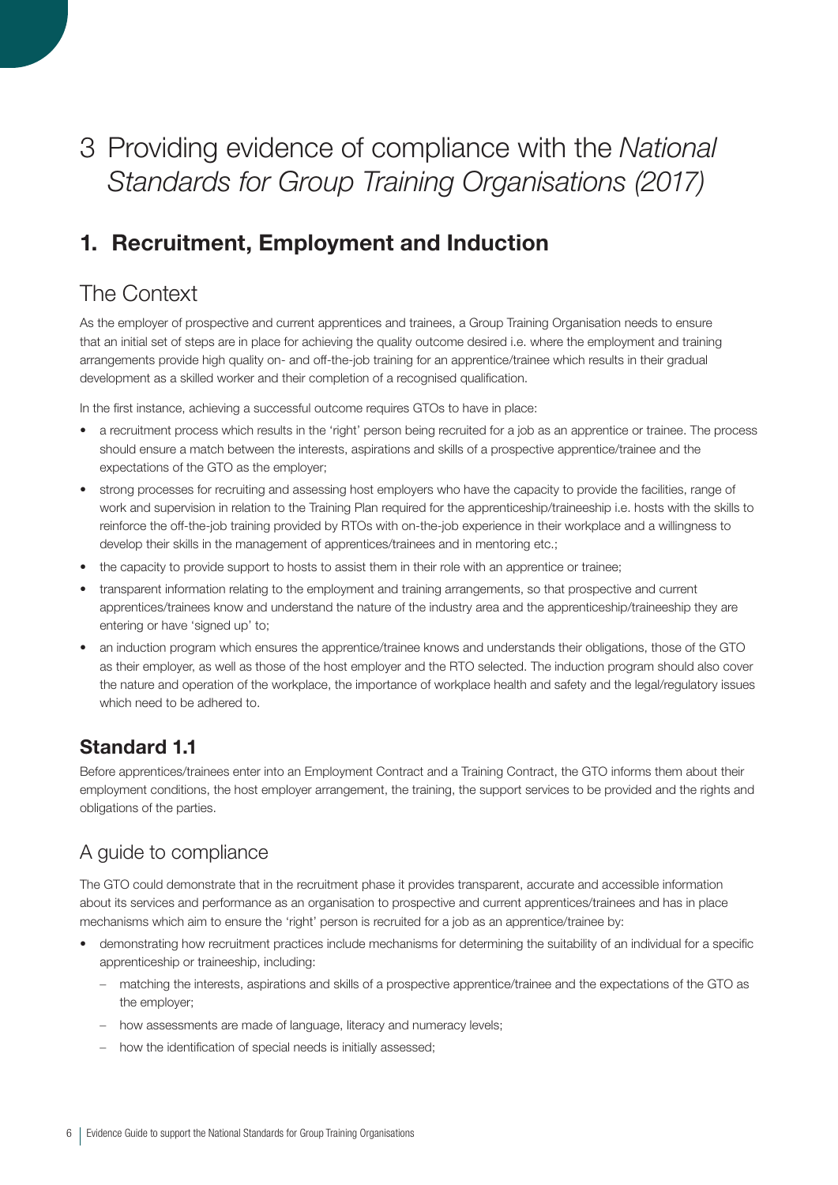# 3 Providing evidence of compliance with the *National Standards for Group Training Organisations (2017)*

## 1. Recruitment, Employment and Induction

### The Context

As the employer of prospective and current apprentices and trainees, a Group Training Organisation needs to ensure that an initial set of steps are in place for achieving the quality outcome desired i.e. where the employment and training arrangements provide high quality on- and off-the-job training for an apprentice/trainee which results in their gradual development as a skilled worker and their completion of a recognised qualification.

In the first instance, achieving a successful outcome requires GTOs to have in place:

- a recruitment process which results in the 'right' person being recruited for a job as an apprentice or trainee. The process should ensure a match between the interests, aspirations and skills of a prospective apprentice/trainee and the expectations of the GTO as the employer;
- strong processes for recruiting and assessing host employers who have the capacity to provide the facilities, range of work and supervision in relation to the Training Plan required for the apprenticeship/traineeship i.e. hosts with the skills to reinforce the off-the-job training provided by RTOs with on-the-job experience in their workplace and a willingness to develop their skills in the management of apprentices/trainees and in mentoring etc.;
- the capacity to provide support to hosts to assist them in their role with an apprentice or trainee;
- transparent information relating to the employment and training arrangements, so that prospective and current apprentices/trainees know and understand the nature of the industry area and the apprenticeship/traineeship they are entering or have 'signed up' to;
- an induction program which ensures the apprentice/trainee knows and understands their obligations, those of the GTO as their employer, as well as those of the host employer and the RTO selected. The induction program should also cover the nature and operation of the workplace, the importance of workplace health and safety and the legal/regulatory issues which need to be adhered to.

### Standard 1.1

Before apprentices/trainees enter into an Employment Contract and a Training Contract, the GTO informs them about their employment conditions, the host employer arrangement, the training, the support services to be provided and the rights and obligations of the parties.

### A guide to compliance

The GTO could demonstrate that in the recruitment phase it provides transparent, accurate and accessible information about its services and performance as an organisation to prospective and current apprentices/trainees and has in place mechanisms which aim to ensure the 'right' person is recruited for a job as an apprentice/trainee by:

- demonstrating how recruitment practices include mechanisms for determining the suitability of an individual for a specific apprenticeship or traineeship, including:
  - matching the interests, aspirations and skills of a prospective apprentice/trainee and the expectations of the GTO as the employer;
  - how assessments are made of language, literacy and numeracy levels;
  - how the identification of special needs is initially assessed;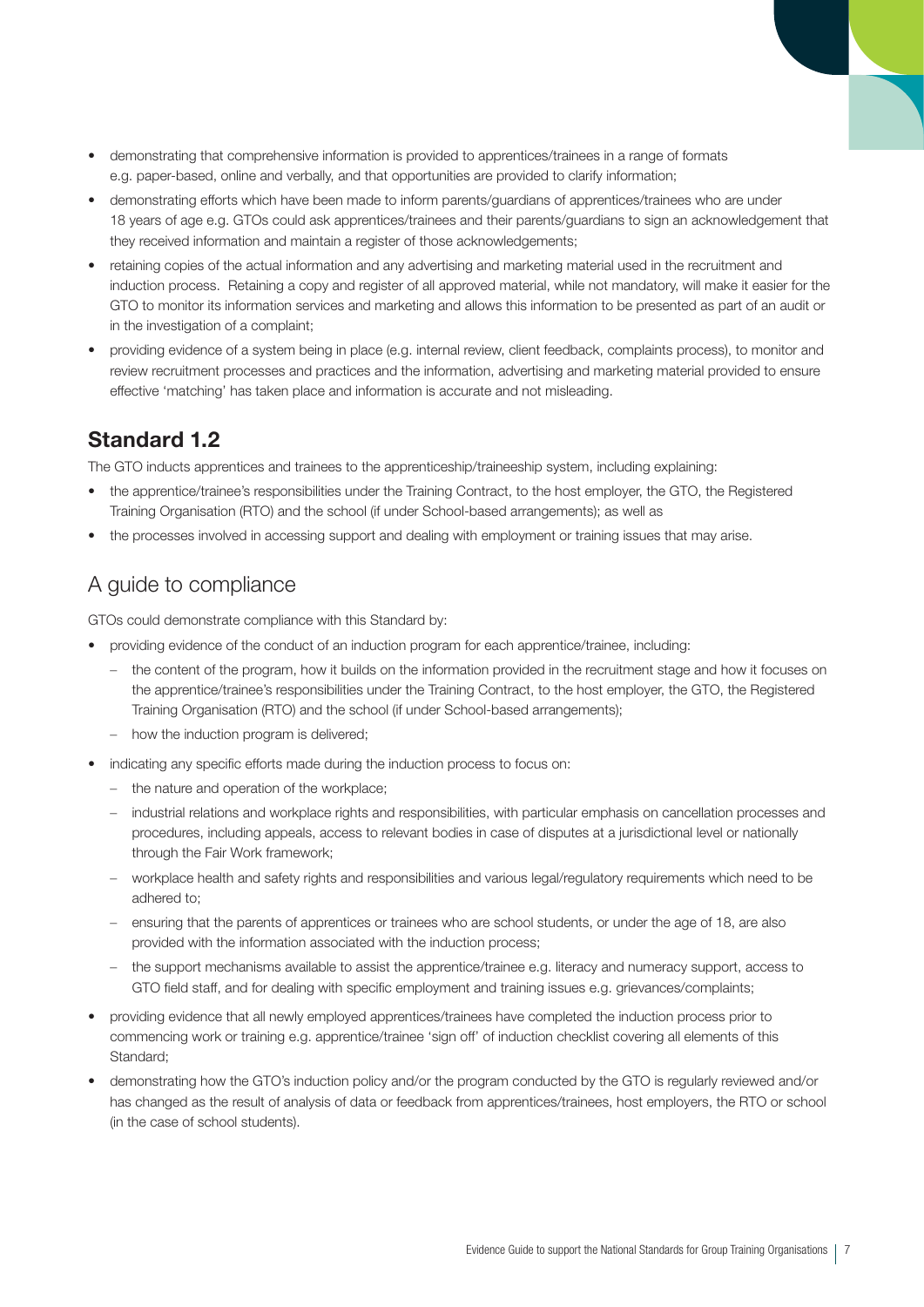- demonstrating that comprehensive information is provided to apprentices/trainees in a range of formats e.g. paper-based, online and verbally, and that opportunities are provided to clarify information;
- demonstrating efforts which have been made to inform parents/guardians of apprentices/trainees who are under 18 years of age e.g. GTOs could ask apprentices/trainees and their parents/guardians to sign an acknowledgement that they received information and maintain a register of those acknowledgements;
- retaining copies of the actual information and any advertising and marketing material used in the recruitment and induction process. Retaining a copy and register of all approved material, while not mandatory, will make it easier for the GTO to monitor its information services and marketing and allows this information to be presented as part of an audit or in the investigation of a complaint;
- providing evidence of a system being in place (e.g. internal review, client feedback, complaints process), to monitor and review recruitment processes and practices and the information, advertising and marketing material provided to ensure effective 'matching' has taken place and information is accurate and not misleading.

## Standard 1.2

The GTO inducts apprentices and trainees to the apprenticeship/traineeship system, including explaining:

- the apprentice/trainee's responsibilities under the Training Contract, to the host employer, the GTO, the Registered Training Organisation (RTO) and the school (if under School-based arrangements); as well as
- the processes involved in accessing support and dealing with employment or training issues that may arise.

## A guide to compliance

GTOs could demonstrate compliance with this Standard by:

- providing evidence of the conduct of an induction program for each apprentice/trainee, including:
  - the content of the program, how it builds on the information provided in the recruitment stage and how it focuses on the apprentice/trainee's responsibilities under the Training Contract, to the host employer, the GTO, the Registered Training Organisation (RTO) and the school (if under School-based arrangements);
  - how the induction program is delivered;
- indicating any specific efforts made during the induction process to focus on:
  - the nature and operation of the workplace;
  - industrial relations and workplace rights and responsibilities, with particular emphasis on cancellation processes and procedures, including appeals, access to relevant bodies in case of disputes at a jurisdictional level or nationally through the Fair Work framework;
  - workplace health and safety rights and responsibilities and various legal/regulatory requirements which need to be adhered to;
  - ensuring that the parents of apprentices or trainees who are school students, or under the age of 18, are also provided with the information associated with the induction process;
  - the support mechanisms available to assist the apprentice/trainee e.g. literacy and numeracy support, access to GTO field staff, and for dealing with specific employment and training issues e.g. grievances/complaints;
- providing evidence that all newly employed apprentices/trainees have completed the induction process prior to commencing work or training e.g. apprentice/trainee 'sign off' of induction checklist covering all elements of this Standard;
- demonstrating how the GTO's induction policy and/or the program conducted by the GTO is regularly reviewed and/or has changed as the result of analysis of data or feedback from apprentices/trainees, host employers, the RTO or school (in the case of school students).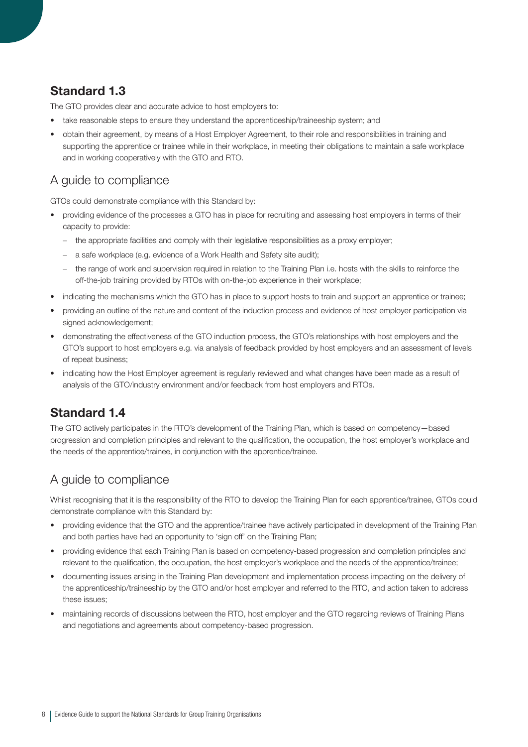## Standard 1.3

The GTO provides clear and accurate advice to host employers to:

- take reasonable steps to ensure they understand the apprenticeship/traineeship system; and
- obtain their agreement, by means of a Host Employer Agreement, to their role and responsibilities in training and supporting the apprentice or trainee while in their workplace, in meeting their obligations to maintain a safe workplace and in working cooperatively with the GTO and RTO.

## A guide to compliance

GTOs could demonstrate compliance with this Standard by:

- providing evidence of the processes a GTO has in place for recruiting and assessing host employers in terms of their capacity to provide:
  - the appropriate facilities and comply with their legislative responsibilities as a proxy employer;
  - a safe workplace (e.g. evidence of a Work Health and Safety site audit);
  - the range of work and supervision required in relation to the Training Plan i.e. hosts with the skills to reinforce the off-the-job training provided by RTOs with on-the-job experience in their workplace;
- indicating the mechanisms which the GTO has in place to support hosts to train and support an apprentice or trainee;
- providing an outline of the nature and content of the induction process and evidence of host employer participation via signed acknowledgement;
- demonstrating the effectiveness of the GTO induction process, the GTO's relationships with host employers and the GTO's support to host employers e.g. via analysis of feedback provided by host employers and an assessment of levels of repeat business;
- indicating how the Host Employer agreement is regularly reviewed and what changes have been made as a result of analysis of the GTO/industry environment and/or feedback from host employers and RTOs.

## Standard 1.4

The GTO actively participates in the RTO's development of the Training Plan, which is based on competency—based progression and completion principles and relevant to the qualification, the occupation, the host employer's workplace and the needs of the apprentice/trainee, in conjunction with the apprentice/trainee.

## A guide to compliance

Whilst recognising that it is the responsibility of the RTO to develop the Training Plan for each apprentice/trainee, GTOs could demonstrate compliance with this Standard by:

- providing evidence that the GTO and the apprentice/trainee have actively participated in development of the Training Plan and both parties have had an opportunity to 'sign off' on the Training Plan;
- providing evidence that each Training Plan is based on competency-based progression and completion principles and relevant to the qualification, the occupation, the host employer's workplace and the needs of the apprentice/trainee;
- documenting issues arising in the Training Plan development and implementation process impacting on the delivery of the apprenticeship/traineeship by the GTO and/or host employer and referred to the RTO, and action taken to address these issues;
- maintaining records of discussions between the RTO, host employer and the GTO regarding reviews of Training Plans and negotiations and agreements about competency-based progression.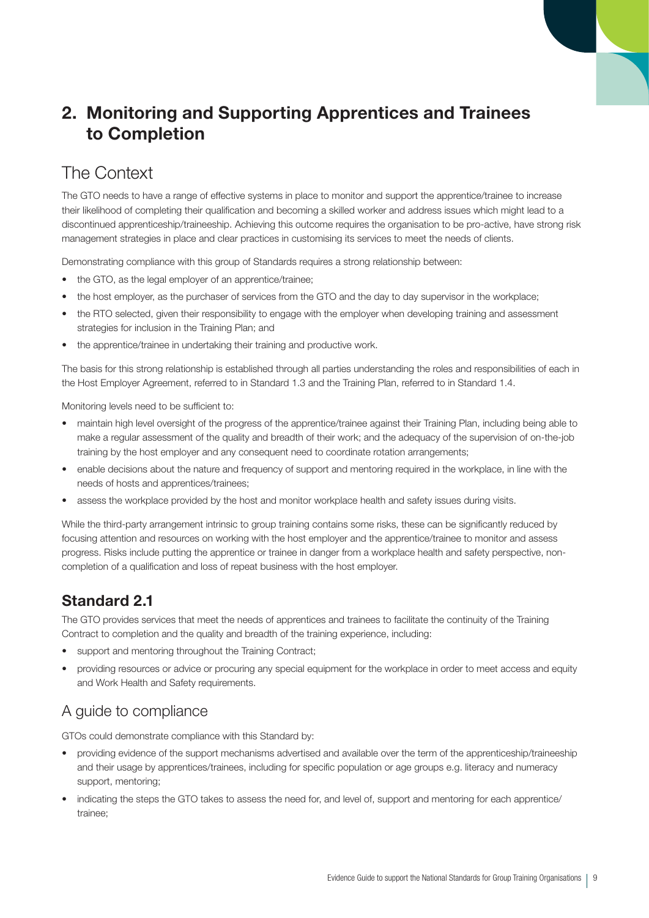# 2. Monitoring and Supporting Apprentices and Trainees to Completion

## The Context

The GTO needs to have a range of effective systems in place to monitor and support the apprentice/trainee to increase their likelihood of completing their qualification and becoming a skilled worker and address issues which might lead to a discontinued apprenticeship/traineeship. Achieving this outcome requires the organisation to be pro-active, have strong risk management strategies in place and clear practices in customising its services to meet the needs of clients.

Demonstrating compliance with this group of Standards requires a strong relationship between:

- the GTO, as the legal employer of an apprentice/trainee;
- the host employer, as the purchaser of services from the GTO and the day to day supervisor in the workplace;
- the RTO selected, given their responsibility to engage with the employer when developing training and assessment strategies for inclusion in the Training Plan; and
- the apprentice/trainee in undertaking their training and productive work.

The basis for this strong relationship is established through all parties understanding the roles and responsibilities of each in the Host Employer Agreement, referred to in Standard 1.3 and the Training Plan, referred to in Standard 1.4.

Monitoring levels need to be sufficient to:

- maintain high level oversight of the progress of the apprentice/trainee against their Training Plan, including being able to make a regular assessment of the quality and breadth of their work; and the adequacy of the supervision of on-the-job training by the host employer and any consequent need to coordinate rotation arrangements;
- enable decisions about the nature and frequency of support and mentoring required in the workplace, in line with the needs of hosts and apprentices/trainees;
- assess the workplace provided by the host and monitor workplace health and safety issues during visits.

While the third-party arrangement intrinsic to group training contains some risks, these can be significantly reduced by focusing attention and resources on working with the host employer and the apprentice/trainee to monitor and assess progress. Risks include putting the apprentice or trainee in danger from a workplace health and safety perspective, non-completion of a qualification and loss of repeat business with the host employer.

### Standard 2.1

The GTO provides services that meet the needs of apprentices and trainees to facilitate the continuity of the Training Contract to completion and the quality and breadth of the training experience, including:

- support and mentoring throughout the Training Contract;
- providing resources or advice or procuring any special equipment for the workplace in order to meet access and equity and Work Health and Safety requirements.

## A guide to compliance

GTOs could demonstrate compliance with this Standard by:

- providing evidence of the support mechanisms advertised and available over the term of the apprenticeship/traineeship and their usage by apprentices/trainees, including for specific population or age groups e.g. literacy and numeracy support, mentoring;
- indicating the steps the GTO takes to assess the need for, and level of, support and mentoring for each apprentice/trainee;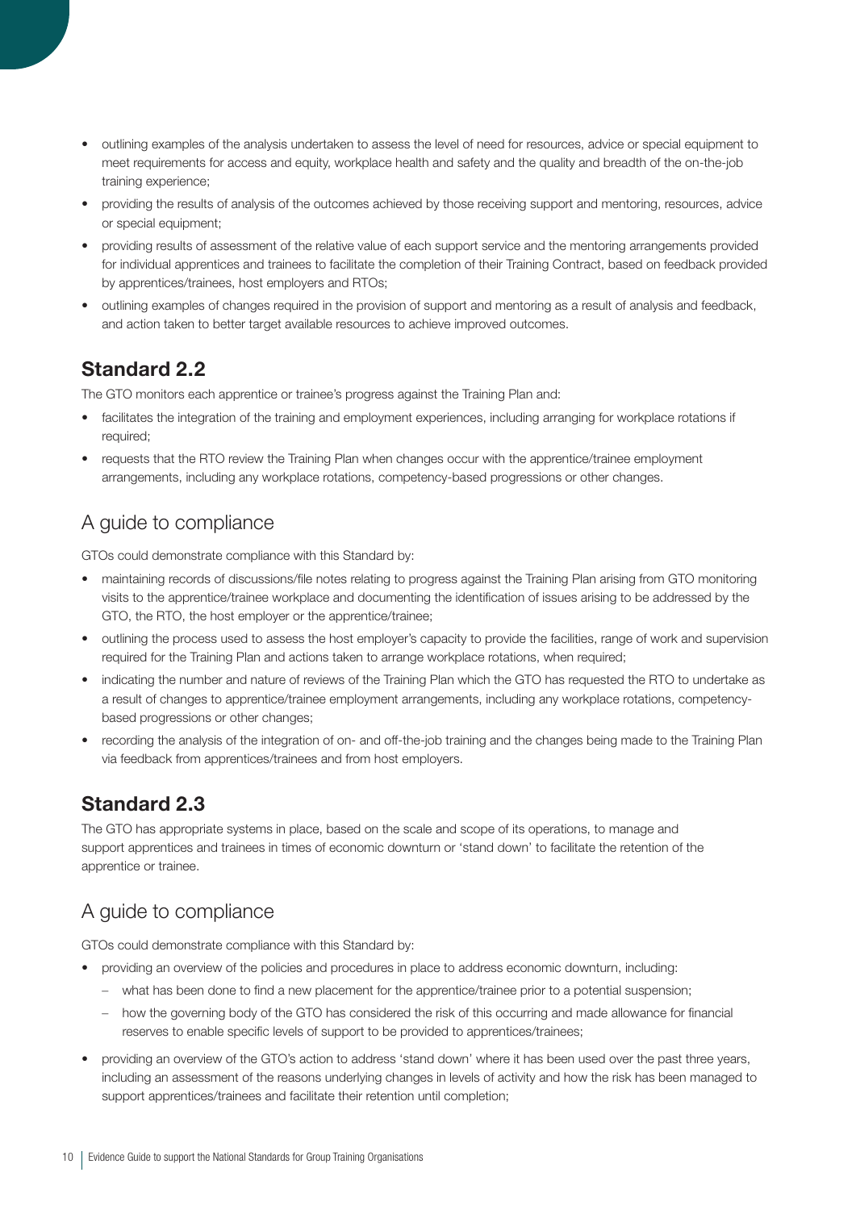- outlining examples of the analysis undertaken to assess the level of need for resources, advice or special equipment to meet requirements for access and equity, workplace health and safety and the quality and breadth of the on-the-job training experience;
- providing the results of analysis of the outcomes achieved by those receiving support and mentoring, resources, advice or special equipment;
- providing results of assessment of the relative value of each support service and the mentoring arrangements provided for individual apprentices and trainees to facilitate the completion of their Training Contract, based on feedback provided by apprentices/trainees, host employers and RTOs;
- outlining examples of changes required in the provision of support and mentoring as a result of analysis and feedback, and action taken to better target available resources to achieve improved outcomes.

## Standard 2.2

The GTO monitors each apprentice or trainee's progress against the Training Plan and:

- facilitates the integration of the training and employment experiences, including arranging for workplace rotations if required;
- requests that the RTO review the Training Plan when changes occur with the apprentice/trainee employment arrangements, including any workplace rotations, competency-based progressions or other changes.

### A guide to compliance

GTOs could demonstrate compliance with this Standard by:

- maintaining records of discussions/file notes relating to progress against the Training Plan arising from GTO monitoring visits to the apprentice/trainee workplace and documenting the identification of issues arising to be addressed by the GTO, the RTO, the host employer or the apprentice/trainee;
- outlining the process used to assess the host employer's capacity to provide the facilities, range of work and supervision required for the Training Plan and actions taken to arrange workplace rotations, when required;
- indicating the number and nature of reviews of the Training Plan which the GTO has requested the RTO to undertake as a result of changes to apprentice/trainee employment arrangements, including any workplace rotations, competency-based progressions or other changes;
- recording the analysis of the integration of on- and off-the-job training and the changes being made to the Training Plan via feedback from apprentices/trainees and from host employers.

## Standard 2.3

The GTO has appropriate systems in place, based on the scale and scope of its operations, to manage and support apprentices and trainees in times of economic downturn or 'stand down' to facilitate the retention of the apprentice or trainee.

### A guide to compliance

GTOs could demonstrate compliance with this Standard by:

- providing an overview of the policies and procedures in place to address economic downturn, including:
  - what has been done to find a new placement for the apprentice/trainee prior to a potential suspension;
  - how the governing body of the GTO has considered the risk of this occurring and made allowance for financial reserves to enable specific levels of support to be provided to apprentices/trainees;
- providing an overview of the GTO's action to address 'stand down' where it has been used over the past three years, including an assessment of the reasons underlying changes in levels of activity and how the risk has been managed to support apprentices/trainees and facilitate their retention until completion;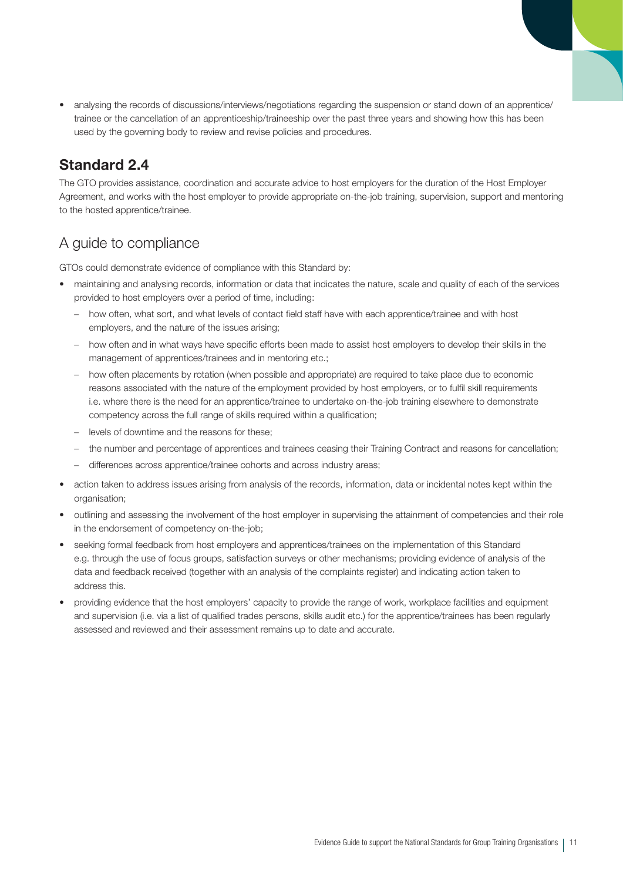- analysing the records of discussions/interviews/negotiations regarding the suspension or stand down of an apprentice/trainee or the cancellation of an apprenticeship/traineeship over the past three years and showing how this has been used by the governing body to review and revise policies and procedures.

## Standard 2.4

The GTO provides assistance, coordination and accurate advice to host employers for the duration of the Host Employer Agreement, and works with the host employer to provide appropriate on-the-job training, supervision, support and mentoring to the hosted apprentice/trainee.

### A guide to compliance

GTOs could demonstrate evidence of compliance with this Standard by:

- maintaining and analysing records, information or data that indicates the nature, scale and quality of each of the services provided to host employers over a period of time, including:
  - how often, what sort, and what levels of contact field staff have with each apprentice/trainee and with host employers, and the nature of the issues arising;
  - how often and in what ways have specific efforts been made to assist host employers to develop their skills in the management of apprentices/trainees and in mentoring etc.;
  - how often placements by rotation (when possible and appropriate) are required to take place due to economic reasons associated with the nature of the employment provided by host employers, or to fulfil skill requirements i.e. where there is the need for an apprentice/trainee to undertake on-the-job training elsewhere to demonstrate competency across the full range of skills required within a qualification;
  - levels of downtime and the reasons for these;
  - the number and percentage of apprentices and trainees ceasing their Training Contract and reasons for cancellation;
  - differences across apprentice/trainee cohorts and across industry areas;
- action taken to address issues arising from analysis of the records, information, data or incidental notes kept within the organisation;
- outlining and assessing the involvement of the host employer in supervising the attainment of competencies and their role in the endorsement of competency on-the-job;
- seeking formal feedback from host employers and apprentices/trainees on the implementation of this Standard e.g. through the use of focus groups, satisfaction surveys or other mechanisms; providing evidence of analysis of the data and feedback received (together with an analysis of the complaints register) and indicating action taken to address this.
- providing evidence that the host employers' capacity to provide the range of work, workplace facilities and equipment and supervision (i.e. via a list of qualified trades persons, skills audit etc.) for the apprentice/trainees has been regularly assessed and reviewed and their assessment remains up to date and accurate.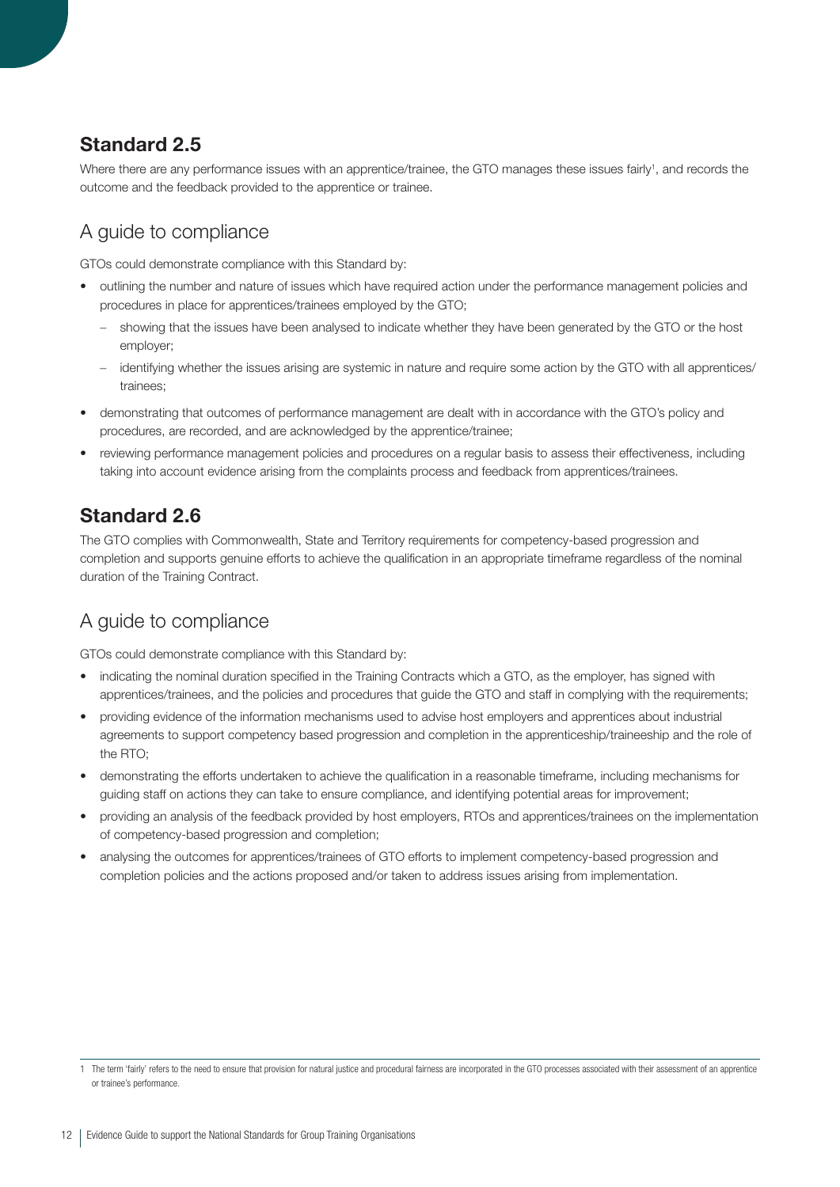## Standard 2.5

Where there are any performance issues with an apprentice/trainee, the GTO manages these issues fairly[1], and records the outcome and the feedback provided to the apprentice or trainee.

### A guide to compliance

GTOs could demonstrate compliance with this Standard by:

- outlining the number and nature of issues which have required action under the performance management policies and procedures in place for apprentices/trainees employed by the GTO;
  - showing that the issues have been analysed to indicate whether they have been generated by the GTO or the host employer;
  - identifying whether the issues arising are systemic in nature and require some action by the GTO with all apprentices/trainees;
- demonstrating that outcomes of performance management are dealt with in accordance with the GTO's policy and procedures, are recorded, and are acknowledged by the apprentice/trainee;
- reviewing performance management policies and procedures on a regular basis to assess their effectiveness, including taking into account evidence arising from the complaints process and feedback from apprentices/trainees.

## Standard 2.6

The GTO complies with Commonwealth, State and Territory requirements for competency-based progression and completion and supports genuine efforts to achieve the qualification in an appropriate timeframe regardless of the nominal duration of the Training Contract.

### A guide to compliance

GTOs could demonstrate compliance with this Standard by:

- indicating the nominal duration specified in the Training Contracts which a GTO, as the employer, has signed with apprentices/trainees, and the policies and procedures that guide the GTO and staff in complying with the requirements;
- providing evidence of the information mechanisms used to advise host employers and apprentices about industrial agreements to support competency based progression and completion in the apprenticeship/traineeship and the role of the RTO;
- demonstrating the efforts undertaken to achieve the qualification in a reasonable timeframe, including mechanisms for guiding staff on actions they can take to ensure compliance, and identifying potential areas for improvement;
- providing an analysis of the feedback provided by host employers, RTOs and apprentices/trainees on the implementation of competency-based progression and completion;
- analysing the outcomes for apprentices/trainees of GTO efforts to implement competency-based progression and completion policies and the actions proposed and/or taken to address issues arising from implementation.

---

[1] The term 'fairly' refers to the need to ensure that provision for natural justice and procedural fairness are incorporated in the GTO processes associated with their assessment of an apprentice or trainee's performance.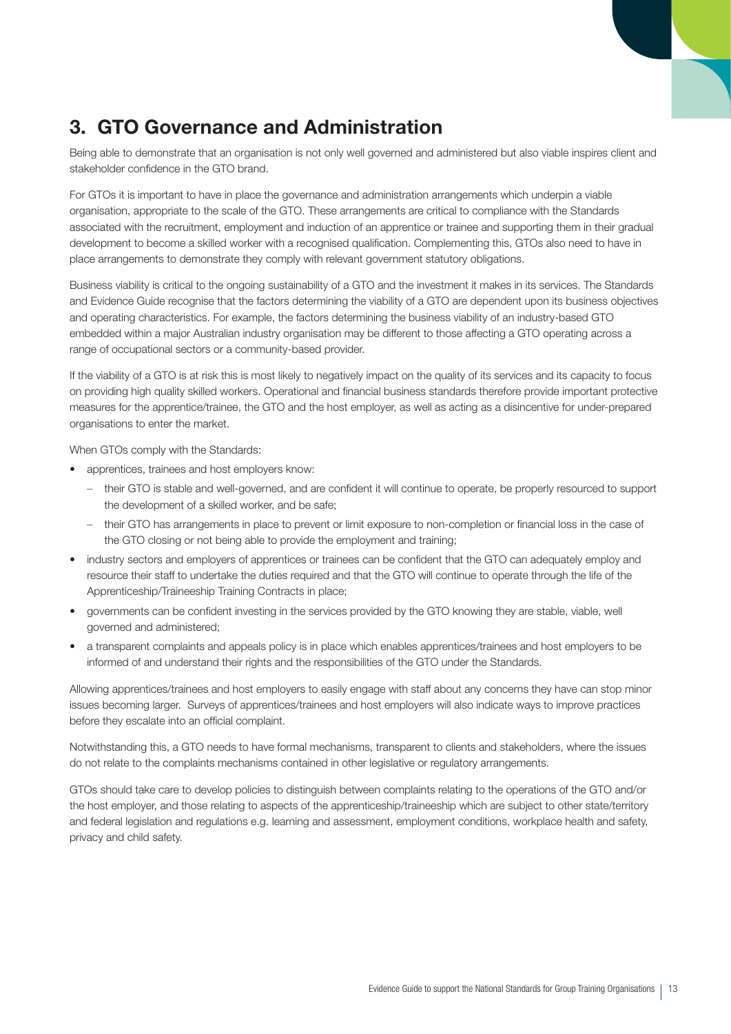# 3. GTO Governance and Administration

Being able to demonstrate that an organisation is not only well governed and administered but also viable inspires client and stakeholder confidence in the GTO brand.

For GTOs it is important to have in place the governance and administration arrangements which underpin a viable organisation, appropriate to the scale of the GTO. These arrangements are critical to compliance with the Standards associated with the recruitment, employment and induction of an apprentice or trainee and supporting them in their gradual development to become a skilled worker with a recognised qualification. Complementing this, GTOs also need to have in place arrangements to demonstrate they comply with relevant government statutory obligations.

Business viability is critical to the ongoing sustainability of a GTO and the investment it makes in its services. The Standards and Evidence Guide recognise that the factors determining the viability of a GTO are dependent upon its business objectives and operating characteristics. For example, the factors determining the business viability of an industry-based GTO embedded within a major Australian industry organisation may be different to those affecting a GTO operating across a range of occupational sectors or a community-based provider.

If the viability of a GTO is at risk this is most likely to negatively impact on the quality of its services and its capacity to focus on providing high quality skilled workers. Operational and financial business standards therefore provide important protective measures for the apprentice/trainee, the GTO and the host employer, as well as acting as a disincentive for under-prepared organisations to enter the market.

When GTOs comply with the Standards:

- apprentices, trainees and host employers know:
  - their GTO is stable and well-governed, and are confident it will continue to operate, be properly resourced to support the development of a skilled worker, and be safe;
  - their GTO has arrangements in place to prevent or limit exposure to non-completion or financial loss in the case of the GTO closing or not being able to provide the employment and training;
- industry sectors and employers of apprentices or trainees can be confident that the GTO can adequately employ and resource their staff to undertake the duties required and that the GTO will continue to operate through the life of the Apprenticeship/Traineeship Training Contracts in place;
- governments can be confident investing in the services provided by the GTO knowing they are stable, viable, well governed and administered;
- a transparent complaints and appeals policy is in place which enables apprentices/trainees and host employers to be informed of and understand their rights and the responsibilities of the GTO under the Standards.

Allowing apprentices/trainees and host employers to easily engage with staff about any concerns they have can stop minor issues becoming larger. Surveys of apprentices/trainees and host employers will also indicate ways to improve practices before they escalate into an official complaint.

Notwithstanding this, a GTO needs to have formal mechanisms, transparent to clients and stakeholders, where the issues do not relate to the complaints mechanisms contained in other legislative or regulatory arrangements.

GTOs should take care to develop policies to distinguish between complaints relating to the operations of the GTO and/or the host employer, and those relating to aspects of the apprenticeship/traineeship which are subject to other state/territory and federal legislation and regulations e.g. learning and assessment, employment conditions, workplace health and safety, privacy and child safety.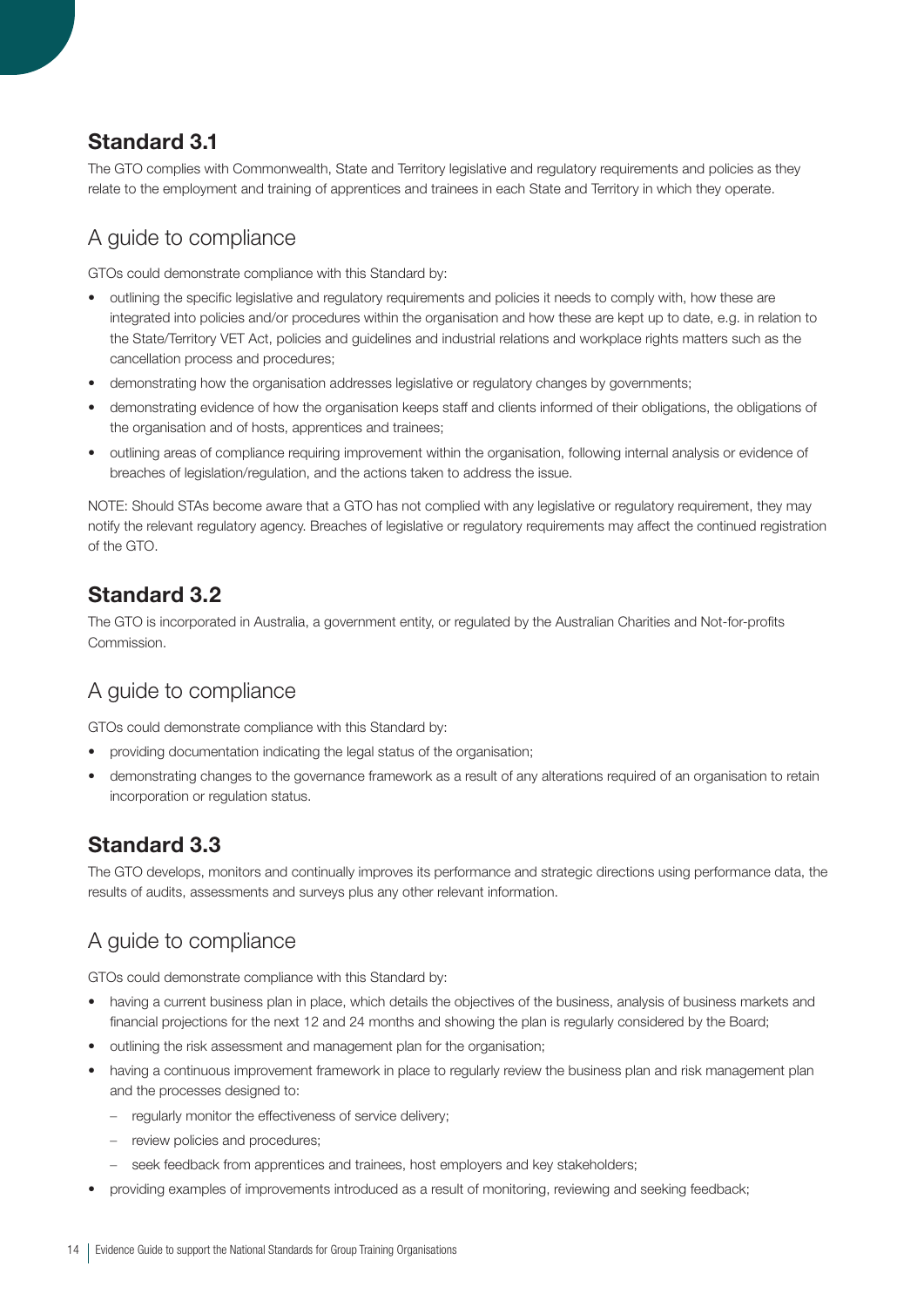## Standard 3.1

The GTO complies with Commonwealth, State and Territory legislative and regulatory requirements and policies as they relate to the employment and training of apprentices and trainees in each State and Territory in which they operate.

### A guide to compliance

GTOs could demonstrate compliance with this Standard by:

- outlining the specific legislative and regulatory requirements and policies it needs to comply with, how these are integrated into policies and/or procedures within the organisation and how these are kept up to date, e.g. in relation to the State/Territory VET Act, policies and guidelines and industrial relations and workplace rights matters such as the cancellation process and procedures;
- demonstrating how the organisation addresses legislative or regulatory changes by governments;
- demonstrating evidence of how the organisation keeps staff and clients informed of their obligations, the obligations of the organisation and of hosts, apprentices and trainees;
- outlining areas of compliance requiring improvement within the organisation, following internal analysis or evidence of breaches of legislation/regulation, and the actions taken to address the issue.

NOTE: Should STAs become aware that a GTO has not complied with any legislative or regulatory requirement, they may notify the relevant regulatory agency. Breaches of legislative or regulatory requirements may affect the continued registration of the GTO.

## Standard 3.2

The GTO is incorporated in Australia, a government entity, or regulated by the Australian Charities and Not-for-profits Commission.

### A guide to compliance

GTOs could demonstrate compliance with this Standard by:

- providing documentation indicating the legal status of the organisation;
- demonstrating changes to the governance framework as a result of any alterations required of an organisation to retain incorporation or regulation status.

## Standard 3.3

The GTO develops, monitors and continually improves its performance and strategic directions using performance data, the results of audits, assessments and surveys plus any other relevant information.

### A guide to compliance

GTOs could demonstrate compliance with this Standard by:

- having a current business plan in place, which details the objectives of the business, analysis of business markets and financial projections for the next 12 and 24 months and showing the plan is regularly considered by the Board;
- outlining the risk assessment and management plan for the organisation;
- having a continuous improvement framework in place to regularly review the business plan and risk management plan and the processes designed to:
  - regularly monitor the effectiveness of service delivery;
  - review policies and procedures;
  - seek feedback from apprentices and trainees, host employers and key stakeholders;
- providing examples of improvements introduced as a result of monitoring, reviewing and seeking feedback;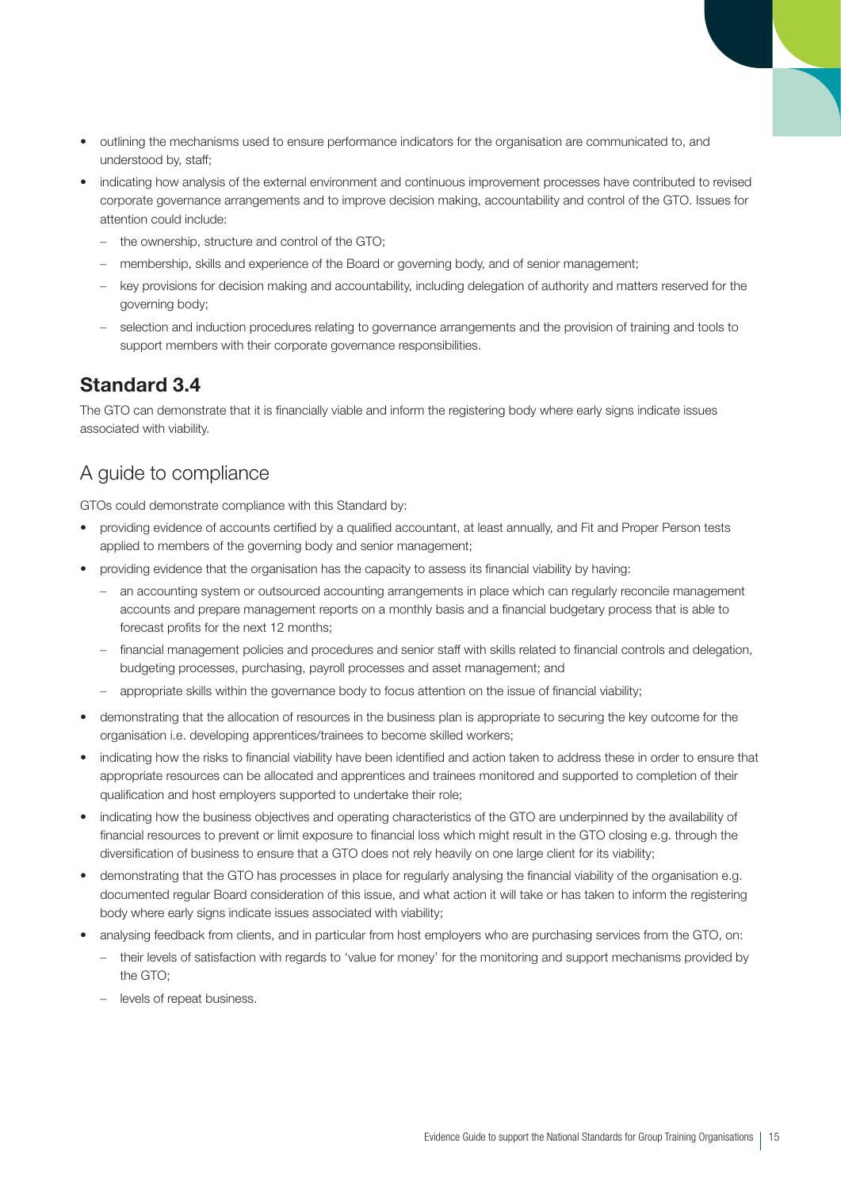- outlining the mechanisms used to ensure performance indicators for the organisation are communicated to, and understood by, staff;
- indicating how analysis of the external environment and continuous improvement processes have contributed to revised corporate governance arrangements and to improve decision making, accountability and control of the GTO. Issues for attention could include:
  - the ownership, structure and control of the GTO;
  - membership, skills and experience of the Board or governing body, and of senior management;
  - key provisions for decision making and accountability, including delegation of authority and matters reserved for the governing body;
  - selection and induction procedures relating to governance arrangements and the provision of training and tools to support members with their corporate governance responsibilities.

## Standard 3.4

The GTO can demonstrate that it is financially viable and inform the registering body where early signs indicate issues associated with viability.

### A guide to compliance

GTOs could demonstrate compliance with this Standard by:

- providing evidence of accounts certified by a qualified accountant, at least annually, and Fit and Proper Person tests applied to members of the governing body and senior management;
- providing evidence that the organisation has the capacity to assess its financial viability by having:
  - an accounting system or outsourced accounting arrangements in place which can regularly reconcile management accounts and prepare management reports on a monthly basis and a financial budgetary process that is able to forecast profits for the next 12 months;
  - financial management policies and procedures and senior staff with skills related to financial controls and delegation, budgeting processes, purchasing, payroll processes and asset management; and
  - appropriate skills within the governance body to focus attention on the issue of financial viability;
- demonstrating that the allocation of resources in the business plan is appropriate to securing the key outcome for the organisation i.e. developing apprentices/trainees to become skilled workers;
- indicating how the risks to financial viability have been identified and action taken to address these in order to ensure that appropriate resources can be allocated and apprentices and trainees monitored and supported to completion of their qualification and host employers supported to undertake their role;
- indicating how the business objectives and operating characteristics of the GTO are underpinned by the availability of financial resources to prevent or limit exposure to financial loss which might result in the GTO closing e.g. through the diversification of business to ensure that a GTO does not rely heavily on one large client for its viability;
- demonstrating that the GTO has processes in place for regularly analysing the financial viability of the organisation e.g. documented regular Board consideration of this issue, and what action it will take or has taken to inform the registering body where early signs indicate issues associated with viability;
- analysing feedback from clients, and in particular from host employers who are purchasing services from the GTO, on:
  - their levels of satisfaction with regards to 'value for money' for the monitoring and support mechanisms provided by the GTO;
  - levels of repeat business.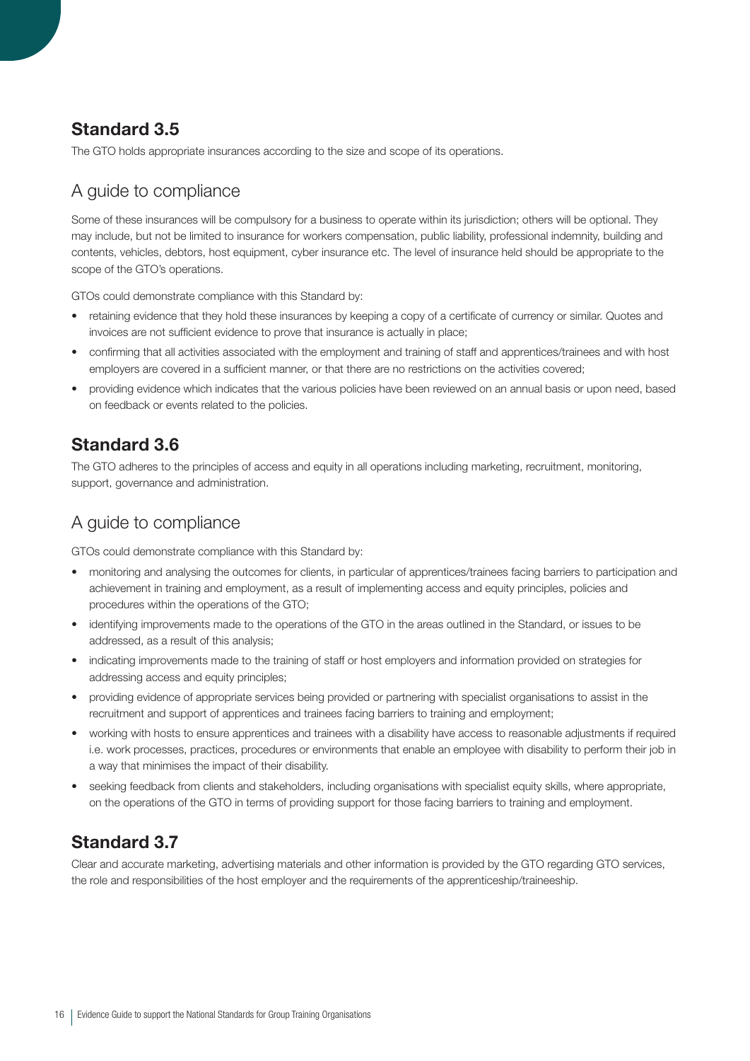## Standard 3.5

The GTO holds appropriate insurances according to the size and scope of its operations.

### A guide to compliance

Some of these insurances will be compulsory for a business to operate within its jurisdiction; others will be optional. They may include, but not be limited to insurance for workers compensation, public liability, professional indemnity, building and contents, vehicles, debtors, host equipment, cyber insurance etc. The level of insurance held should be appropriate to the scope of the GTO's operations.

GTOs could demonstrate compliance with this Standard by:

- retaining evidence that they hold these insurances by keeping a copy of a certificate of currency or similar. Quotes and invoices are not sufficient evidence to prove that insurance is actually in place;
- confirming that all activities associated with the employment and training of staff and apprentices/trainees and with host employers are covered in a sufficient manner, or that there are no restrictions on the activities covered;
- providing evidence which indicates that the various policies have been reviewed on an annual basis or upon need, based on feedback or events related to the policies.

## Standard 3.6

The GTO adheres to the principles of access and equity in all operations including marketing, recruitment, monitoring, support, governance and administration.

### A guide to compliance

GTOs could demonstrate compliance with this Standard by:

- monitoring and analysing the outcomes for clients, in particular of apprentices/trainees facing barriers to participation and achievement in training and employment, as a result of implementing access and equity principles, policies and procedures within the operations of the GTO;
- identifying improvements made to the operations of the GTO in the areas outlined in the Standard, or issues to be addressed, as a result of this analysis;
- indicating improvements made to the training of staff or host employers and information provided on strategies for addressing access and equity principles;
- providing evidence of appropriate services being provided or partnering with specialist organisations to assist in the recruitment and support of apprentices and trainees facing barriers to training and employment;
- working with hosts to ensure apprentices and trainees with a disability have access to reasonable adjustments if required i.e. work processes, practices, procedures or environments that enable an employee with disability to perform their job in a way that minimises the impact of their disability.
- seeking feedback from clients and stakeholders, including organisations with specialist equity skills, where appropriate, on the operations of the GTO in terms of providing support for those facing barriers to training and employment.

## Standard 3.7

Clear and accurate marketing, advertising materials and other information is provided by the GTO regarding GTO services, the role and responsibilities of the host employer and the requirements of the apprenticeship/traineeship.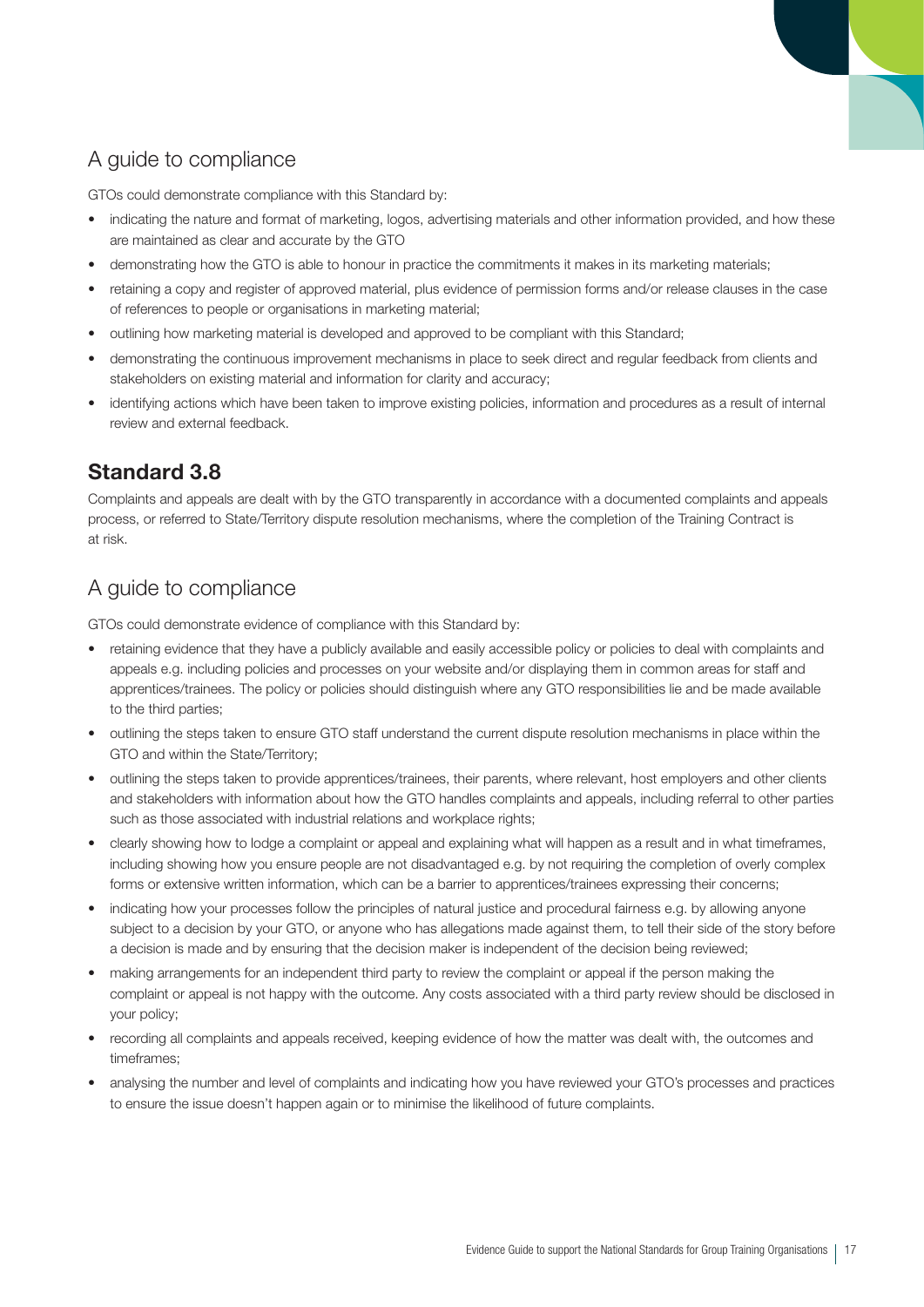## A guide to compliance

GTOs could demonstrate compliance with this Standard by:

- indicating the nature and format of marketing, logos, advertising materials and other information provided, and how these are maintained as clear and accurate by the GTO
- demonstrating how the GTO is able to honour in practice the commitments it makes in its marketing materials;
- retaining a copy and register of approved material, plus evidence of permission forms and/or release clauses in the case of references to people or organisations in marketing material;
- outlining how marketing material is developed and approved to be compliant with this Standard;
- demonstrating the continuous improvement mechanisms in place to seek direct and regular feedback from clients and stakeholders on existing material and information for clarity and accuracy;
- identifying actions which have been taken to improve existing policies, information and procedures as a result of internal review and external feedback.

# Standard 3.8

Complaints and appeals are dealt with by the GTO transparently in accordance with a documented complaints and appeals process, or referred to State/Territory dispute resolution mechanisms, where the completion of the Training Contract is at risk.

## A guide to compliance

GTOs could demonstrate evidence of compliance with this Standard by:

- retaining evidence that they have a publicly available and easily accessible policy or policies to deal with complaints and appeals e.g. including policies and processes on your website and/or displaying them in common areas for staff and apprentices/trainees. The policy or policies should distinguish where any GTO responsibilities lie and be made available to the third parties;
- outlining the steps taken to ensure GTO staff understand the current dispute resolution mechanisms in place within the GTO and within the State/Territory;
- outlining the steps taken to provide apprentices/trainees, their parents, where relevant, host employers and other clients and stakeholders with information about how the GTO handles complaints and appeals, including referral to other parties such as those associated with industrial relations and workplace rights;
- clearly showing how to lodge a complaint or appeal and explaining what will happen as a result and in what timeframes, including showing how you ensure people are not disadvantaged e.g. by not requiring the completion of overly complex forms or extensive written information, which can be a barrier to apprentices/trainees expressing their concerns;
- indicating how your processes follow the principles of natural justice and procedural fairness e.g. by allowing anyone subject to a decision by your GTO, or anyone who has allegations made against them, to tell their side of the story before a decision is made and by ensuring that the decision maker is independent of the decision being reviewed;
- making arrangements for an independent third party to review the complaint or appeal if the person making the complaint or appeal is not happy with the outcome. Any costs associated with a third party review should be disclosed in your policy;
- recording all complaints and appeals received, keeping evidence of how the matter was dealt with, the outcomes and timeframes;
- analysing the number and level of complaints and indicating how you have reviewed your GTO's processes and practices to ensure the issue doesn't happen again or to minimise the likelihood of future complaints.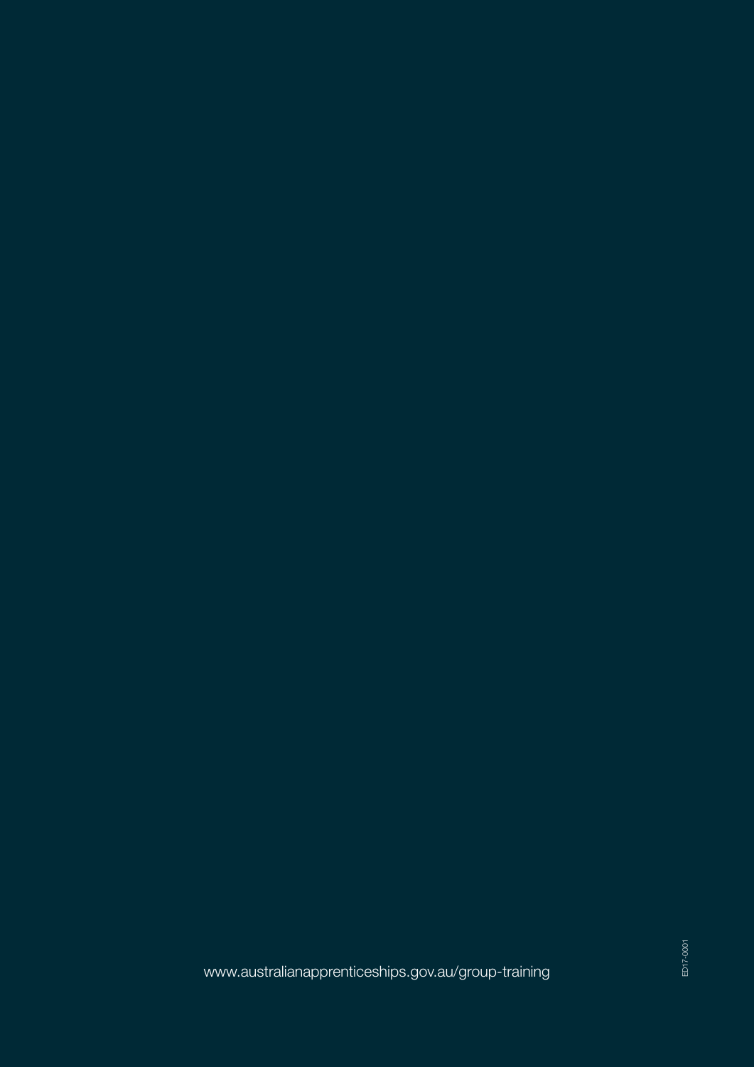www.australianapprenticeships.gov.au/group-training

ED17-0001